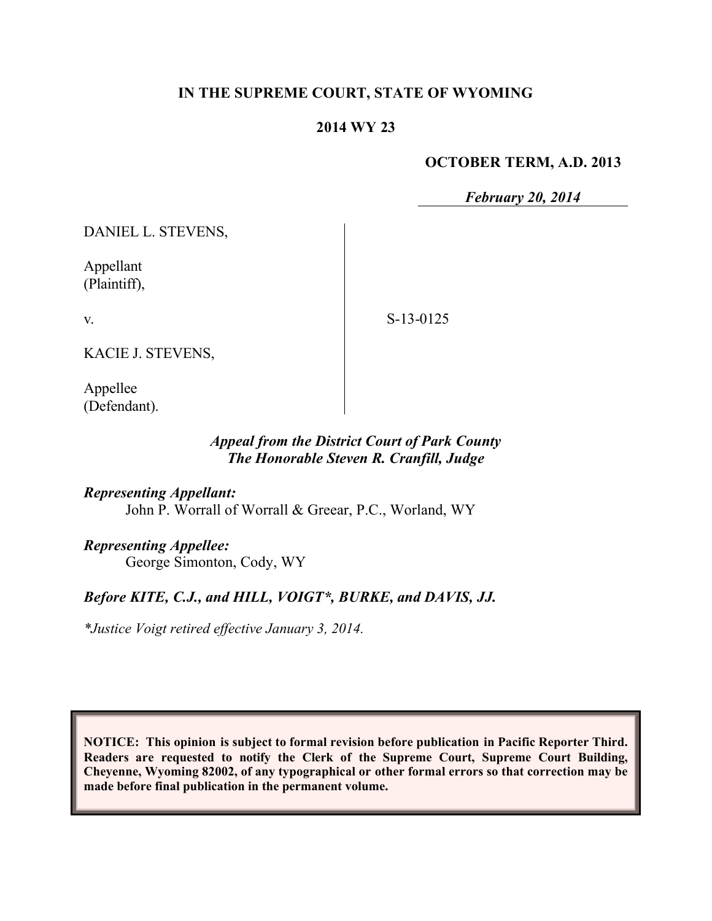**IN THE SUPREME COURT, STATE OF WYOMING**

**2014 WY 23**

**OCTOBER TERM, A.D. 2013**

***February 20, 2014***

DANIEL L. STEVENS,

Appellant
(Plaintiff),

v.

KACIE J. STEVENS,

Appellee
(Defendant).

S-13-0125

***Appeal from the District Court of Park County***
***The Honorable Steven R. Cranfill, Judge***

***Representing Appellant:***
John P. Worrall of Worrall & Greear, P.C., Worland, WY

***Representing Appellee:***
George Simonton, Cody, WY

***Before KITE, C.J., and HILL, VOIGT\*, BURKE, and DAVIS, JJ.***

*\*Justice Voigt retired effective January 3, 2014.*

**NOTICE: This opinion is subject to formal revision before publication in Pacific Reporter Third. Readers are requested to notify the Clerk of the Supreme Court, Supreme Court Building, Cheyenne, Wyoming 82002, of any typographical or other formal errors so that correction may be made before final publication in the permanent volume.**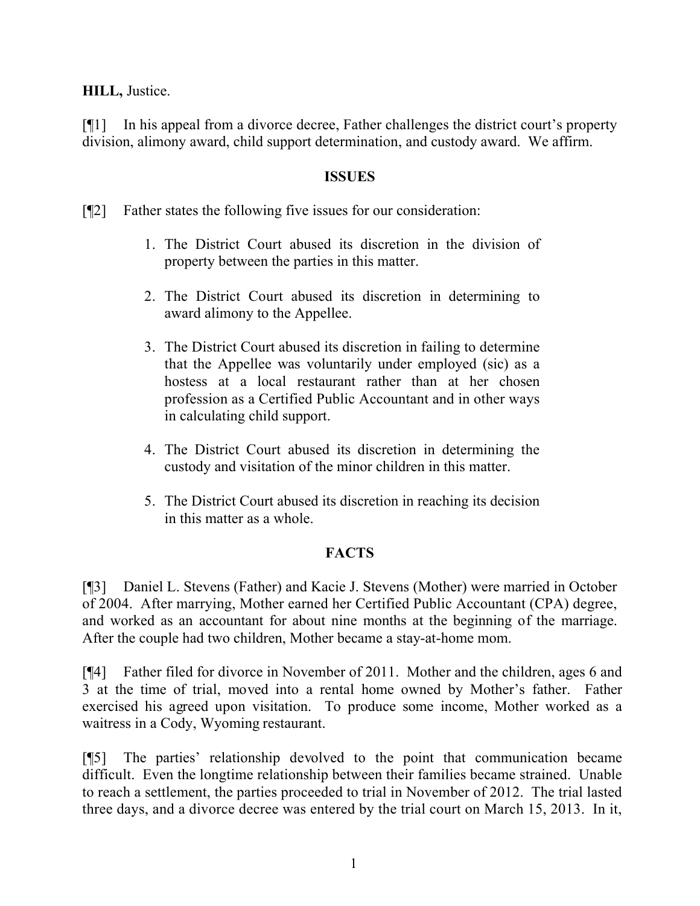**HILL,** Justice.

[¶1] In his appeal from a divorce decree, Father challenges the district court's property division, alimony award, child support determination, and custody award. We affirm.

## ISSUES

[¶2] Father states the following five issues for our consideration:

1. The District Court abused its discretion in the division of property between the parties in this matter.

2. The District Court abused its discretion in determining to award alimony to the Appellee.

3. The District Court abused its discretion in failing to determine that the Appellee was voluntarily under employed (sic) as a hostess at a local restaurant rather than at her chosen profession as a Certified Public Accountant and in other ways in calculating child support.

4. The District Court abused its discretion in determining the custody and visitation of the minor children in this matter.

5. The District Court abused its discretion in reaching its decision in this matter as a whole.

## FACTS

[¶3] Daniel L. Stevens (Father) and Kacie J. Stevens (Mother) were married in October of 2004. After marrying, Mother earned her Certified Public Accountant (CPA) degree, and worked as an accountant for about nine months at the beginning of the marriage. After the couple had two children, Mother became a stay-at-home mom.

[¶4] Father filed for divorce in November of 2011. Mother and the children, ages 6 and 3 at the time of trial, moved into a rental home owned by Mother's father. Father exercised his agreed upon visitation. To produce some income, Mother worked as a waitress in a Cody, Wyoming restaurant.

[¶5] The parties' relationship devolved to the point that communication became difficult. Even the longtime relationship between their families became strained. Unable to reach a settlement, the parties proceeded to trial in November of 2012. The trial lasted three days, and a divorce decree was entered by the trial court on March 15, 2013. In it,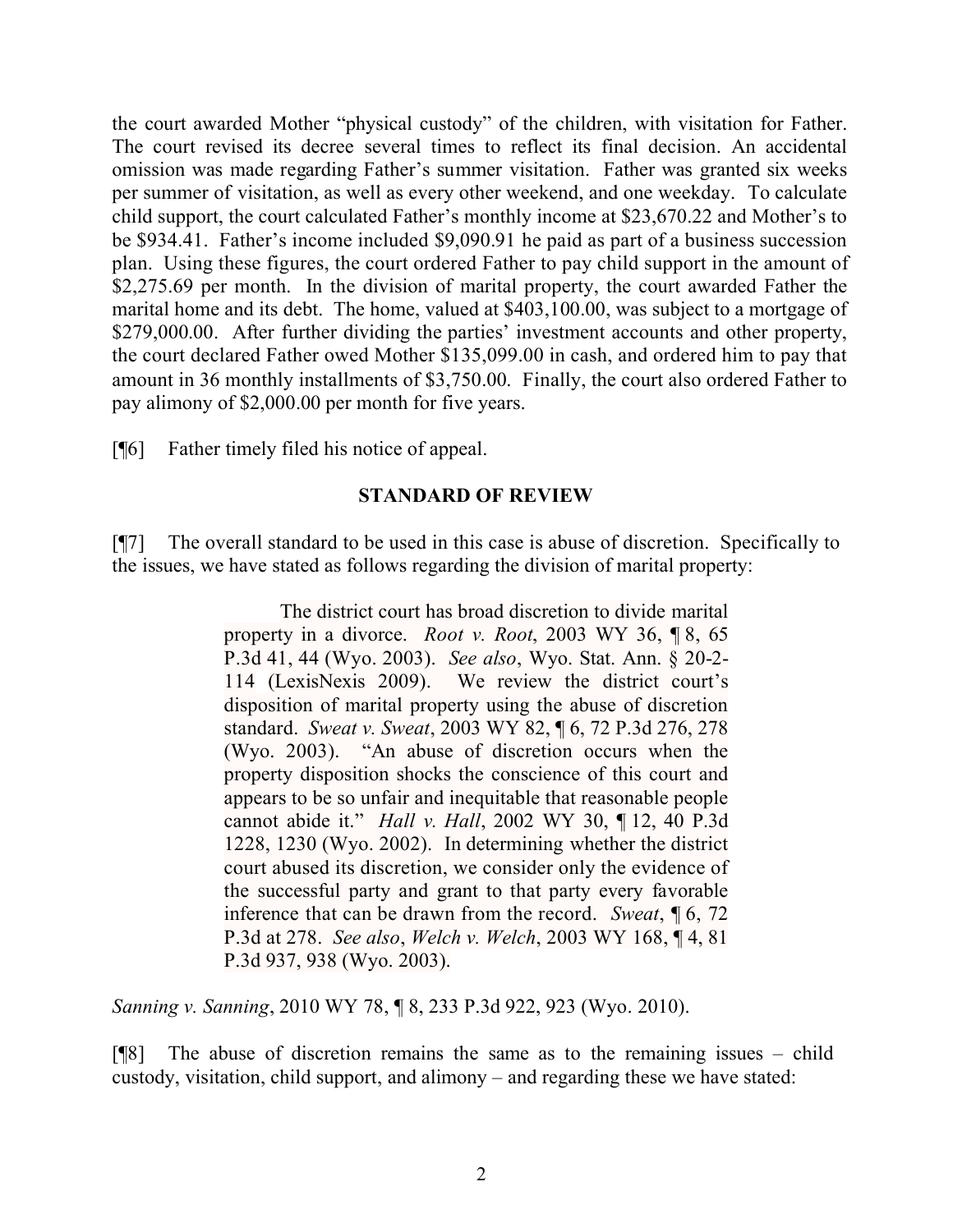the court awarded Mother "physical custody" of the children, with visitation for Father. The court revised its decree several times to reflect its final decision. An accidental omission was made regarding Father's summer visitation. Father was granted six weeks per summer of visitation, as well as every other weekend, and one weekday. To calculate child support, the court calculated Father's monthly income at $23,670.22 and Mother's to be $934.41. Father's income included $9,090.91 he paid as part of a business succession plan. Using these figures, the court ordered Father to pay child support in the amount of $2,275.69 per month. In the division of marital property, the court awarded Father the marital home and its debt. The home, valued at $403,100.00, was subject to a mortgage of $279,000.00. After further dividing the parties' investment accounts and other property, the court declared Father owed Mother $135,099.00 in cash, and ordered him to pay that amount in 36 monthly installments of $3,750.00. Finally, the court also ordered Father to pay alimony of $2,000.00 per month for five years.

[¶6] Father timely filed his notice of appeal.

## STANDARD OF REVIEW

[¶7] The overall standard to be used in this case is abuse of discretion. Specifically to the issues, we have stated as follows regarding the division of marital property:

> The district court has broad discretion to divide marital property in a divorce. *Root v. Root*, 2003 WY 36, ¶ 8, 65 P.3d 41, 44 (Wyo. 2003). *See also*, Wyo. Stat. Ann. § 20-2-114 (LexisNexis 2009). We review the district court's disposition of marital property using the abuse of discretion standard. *Sweat v. Sweat*, 2003 WY 82, ¶ 6, 72 P.3d 276, 278 (Wyo. 2003). "An abuse of discretion occurs when the property disposition shocks the conscience of this court and appears to be so unfair and inequitable that reasonable people cannot abide it." *Hall v. Hall*, 2002 WY 30, ¶ 12, 40 P.3d 1228, 1230 (Wyo. 2002). In determining whether the district court abused its discretion, we consider only the evidence of the successful party and grant to that party every favorable inference that can be drawn from the record. *Sweat*, ¶ 6, 72 P.3d at 278. *See also*, *Welch v. Welch*, 2003 WY 168, ¶ 4, 81 P.3d 937, 938 (Wyo. 2003).

*Sanning v. Sanning*, 2010 WY 78, ¶ 8, 233 P.3d 922, 923 (Wyo. 2010).

[¶8] The abuse of discretion remains the same as to the remaining issues – child custody, visitation, child support, and alimony – and regarding these we have stated: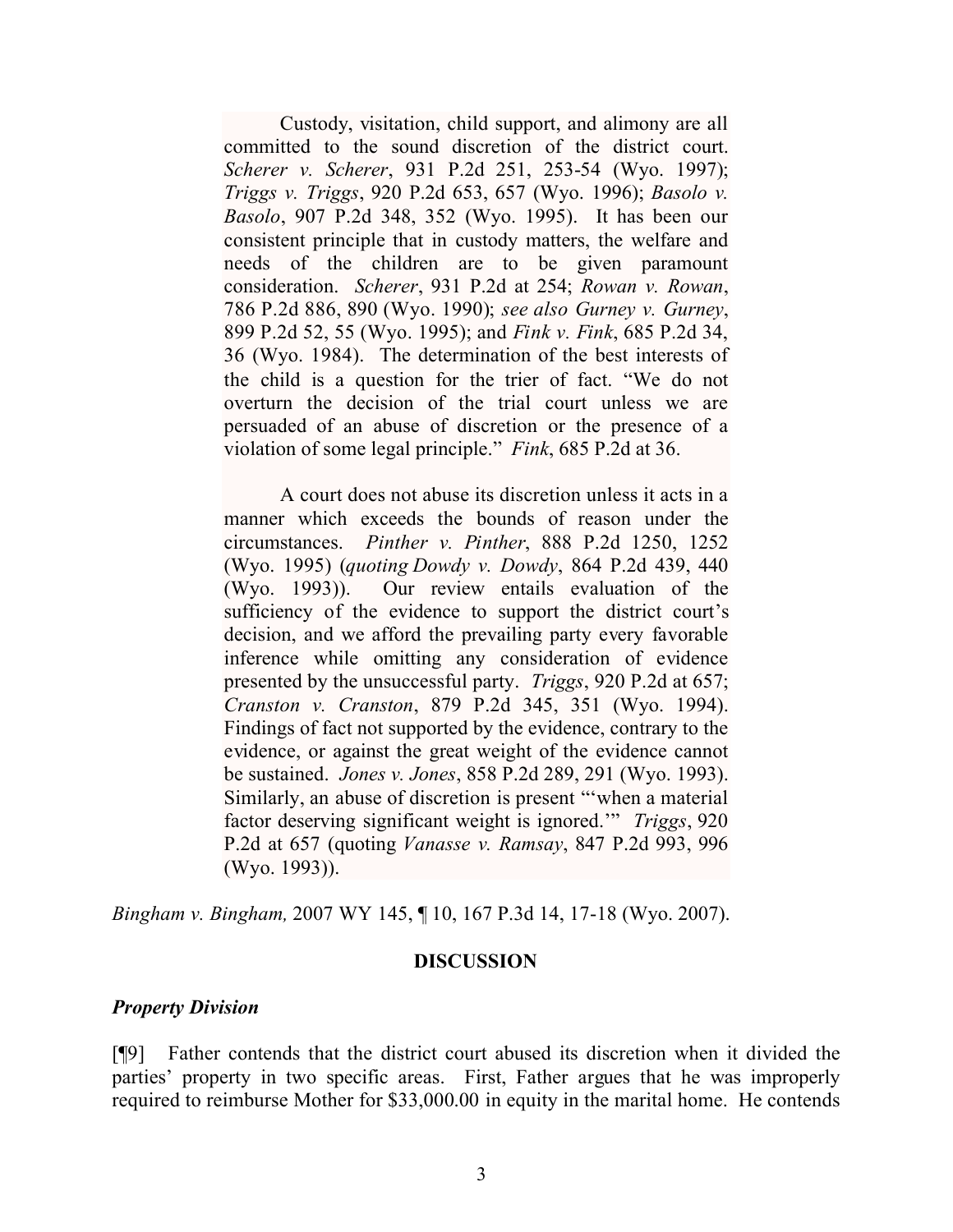> Custody, visitation, child support, and alimony are all committed to the sound discretion of the district court. *Scherer v. Scherer*, 931 P.2d 251, 253-54 (Wyo. 1997); *Triggs v. Triggs*, 920 P.2d 653, 657 (Wyo. 1996); *Basolo v. Basolo*, 907 P.2d 348, 352 (Wyo. 1995). It has been our consistent principle that in custody matters, the welfare and needs of the children are to be given paramount consideration. *Scherer*, 931 P.2d at 254; *Rowan v. Rowan*, 786 P.2d 886, 890 (Wyo. 1990); *see also Gurney v. Gurney*, 899 P.2d 52, 55 (Wyo. 1995); and *Fink v. Fink*, 685 P.2d 34, 36 (Wyo. 1984). The determination of the best interests of the child is a question for the trier of fact. "We do not overturn the decision of the trial court unless we are persuaded of an abuse of discretion or the presence of a violation of some legal principle." *Fink*, 685 P.2d at 36.
>
> A court does not abuse its discretion unless it acts in a manner which exceeds the bounds of reason under the circumstances. *Pinther v. Pinther*, 888 P.2d 1250, 1252 (Wyo. 1995) (*quoting Dowdy v. Dowdy*, 864 P.2d 439, 440 (Wyo. 1993)). Our review entails evaluation of the sufficiency of the evidence to support the district court's decision, and we afford the prevailing party every favorable inference while omitting any consideration of evidence presented by the unsuccessful party. *Triggs*, 920 P.2d at 657; *Cranston v. Cranston*, 879 P.2d 345, 351 (Wyo. 1994). Findings of fact not supported by the evidence, contrary to the evidence, or against the great weight of the evidence cannot be sustained. *Jones v. Jones*, 858 P.2d 289, 291 (Wyo. 1993). Similarly, an abuse of discretion is present "'when a material factor deserving significant weight is ignored.'" *Triggs*, 920 P.2d at 657 (quoting *Vanasse v. Ramsay*, 847 P.2d 993, 996 (Wyo. 1993)).

*Bingham v. Bingham,* 2007 WY 145, ¶ 10, 167 P.3d 14, 17-18 (Wyo. 2007).

## DISCUSSION

### *Property Division*

[¶9] Father contends that the district court abused its discretion when it divided the parties' property in two specific areas. First, Father argues that he was improperly required to reimburse Mother for $33,000.00 in equity in the marital home. He contends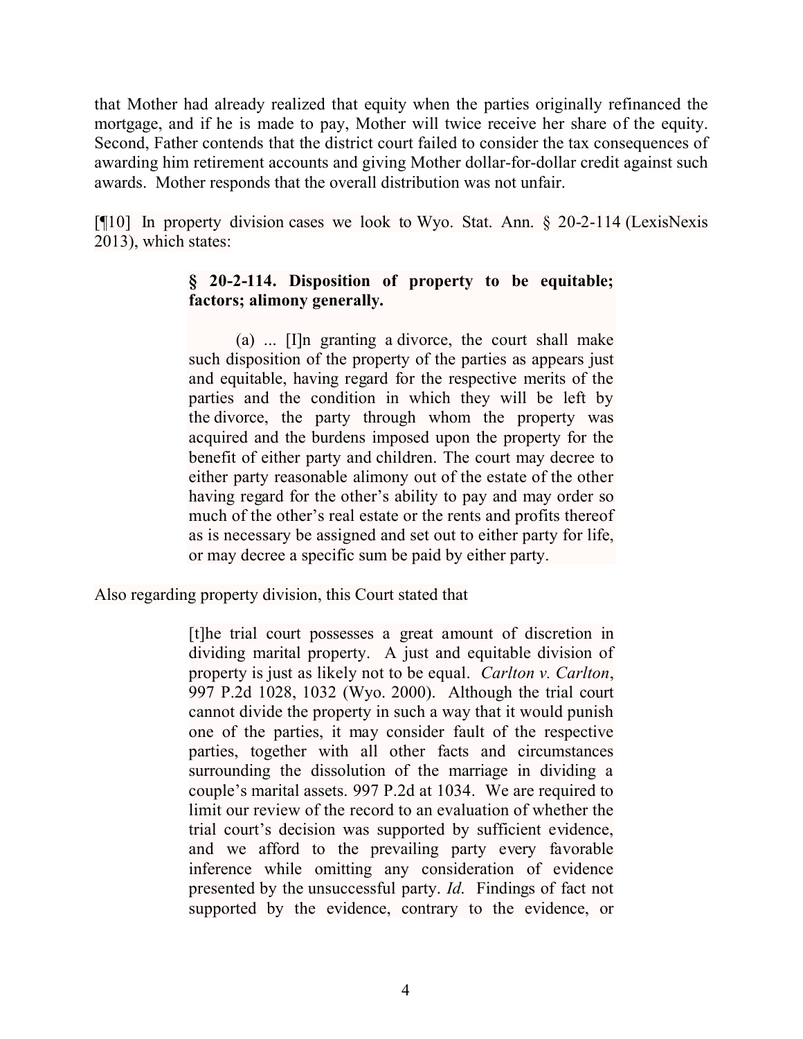that Mother had already realized that equity when the parties originally refinanced the mortgage, and if he is made to pay, Mother will twice receive her share of the equity. Second, Father contends that the district court failed to consider the tax consequences of awarding him retirement accounts and giving Mother dollar-for-dollar credit against such awards. Mother responds that the overall distribution was not unfair.

[¶10] In property division cases we look to Wyo. Stat. Ann. § 20-2-114 (LexisNexis 2013), which states:

> **§ 20-2-114. Disposition of property to be equitable; factors; alimony generally.**
>
> (a) ... [I]n granting a divorce, the court shall make such disposition of the property of the parties as appears just and equitable, having regard for the respective merits of the parties and the condition in which they will be left by the divorce, the party through whom the property was acquired and the burdens imposed upon the property for the benefit of either party and children. The court may decree to either party reasonable alimony out of the estate of the other having regard for the other's ability to pay and may order so much of the other's real estate or the rents and profits thereof as is necessary be assigned and set out to either party for life, or may decree a specific sum be paid by either party.

Also regarding property division, this Court stated that

> [t]he trial court possesses a great amount of discretion in dividing marital property. A just and equitable division of property is just as likely not to be equal. *Carlton v. Carlton*, 997 P.2d 1028, 1032 (Wyo. 2000). Although the trial court cannot divide the property in such a way that it would punish one of the parties, it may consider fault of the respective parties, together with all other facts and circumstances surrounding the dissolution of the marriage in dividing a couple's marital assets. 997 P.2d at 1034. We are required to limit our review of the record to an evaluation of whether the trial court's decision was supported by sufficient evidence, and we afford to the prevailing party every favorable inference while omitting any consideration of evidence presented by the unsuccessful party. *Id.* Findings of fact not supported by the evidence, contrary to the evidence, or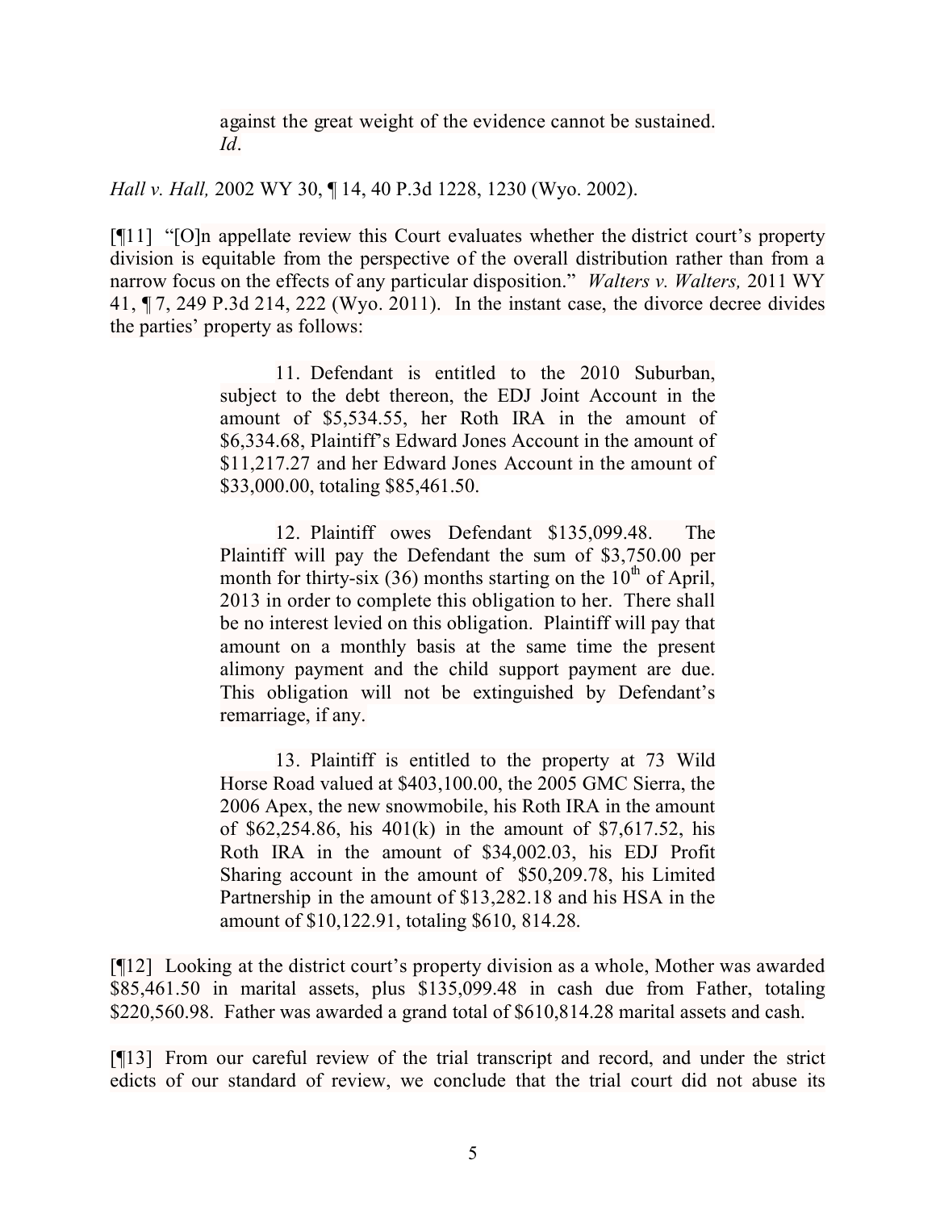> against the great weight of the evidence cannot be sustained. *Id*.

*Hall v. Hall,* 2002 WY 30, ¶ 14, 40 P.3d 1228, 1230 (Wyo. 2002).

[¶11] "[O]n appellate review this Court evaluates whether the district court's property division is equitable from the perspective of the overall distribution rather than from a narrow focus on the effects of any particular disposition." *Walters v. Walters,* 2011 WY 41, ¶ 7, 249 P.3d 214, 222 (Wyo. 2011). In the instant case, the divorce decree divides the parties' property as follows:

> 11. Defendant is entitled to the 2010 Suburban, subject to the debt thereon, the EDJ Joint Account in the amount of \$5,534.55, her Roth IRA in the amount of \$6,334.68, Plaintiff's Edward Jones Account in the amount of \$11,217.27 and her Edward Jones Account in the amount of \$33,000.00, totaling \$85,461.50.
>
> 12. Plaintiff owes Defendant \$135,099.48. The Plaintiff will pay the Defendant the sum of \$3,750.00 per month for thirty-six (36) months starting on the 10th of April, 2013 in order to complete this obligation to her. There shall be no interest levied on this obligation. Plaintiff will pay that amount on a monthly basis at the same time the present alimony payment and the child support payment are due. This obligation will not be extinguished by Defendant's remarriage, if any.
>
> 13. Plaintiff is entitled to the property at 73 Wild Horse Road valued at \$403,100.00, the 2005 GMC Sierra, the 2006 Apex, the new snowmobile, his Roth IRA in the amount of \$62,254.86, his 401(k) in the amount of \$7,617.52, his Roth IRA in the amount of \$34,002.03, his EDJ Profit Sharing account in the amount of \$50,209.78, his Limited Partnership in the amount of \$13,282.18 and his HSA in the amount of \$10,122.91, totaling \$610, 814.28.

[¶12] Looking at the district court's property division as a whole, Mother was awarded \$85,461.50 in marital assets, plus \$135,099.48 in cash due from Father, totaling \$220,560.98. Father was awarded a grand total of \$610,814.28 marital assets and cash.

[¶13] From our careful review of the trial transcript and record, and under the strict edicts of our standard of review, we conclude that the trial court did not abuse its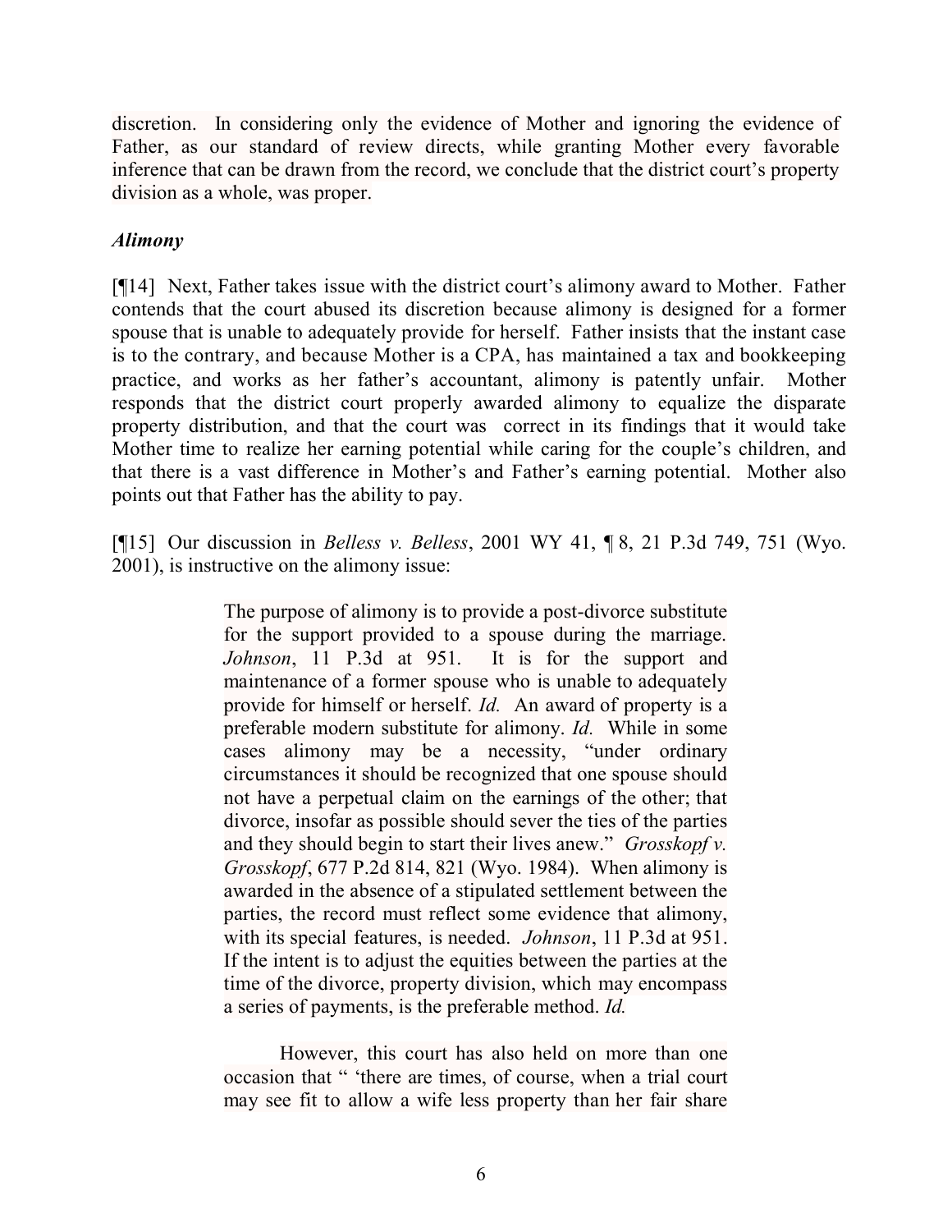discretion. In considering only the evidence of Mother and ignoring the evidence of Father, as our standard of review directs, while granting Mother every favorable inference that can be drawn from the record, we conclude that the district court's property division as a whole, was proper.

### *Alimony*

[¶14] Next, Father takes issue with the district court's alimony award to Mother. Father contends that the court abused its discretion because alimony is designed for a former spouse that is unable to adequately provide for herself. Father insists that the instant case is to the contrary, and because Mother is a CPA, has maintained a tax and bookkeeping practice, and works as her father's accountant, alimony is patently unfair. Mother responds that the district court properly awarded alimony to equalize the disparate property distribution, and that the court was correct in its findings that it would take Mother time to realize her earning potential while caring for the couple's children, and that there is a vast difference in Mother's and Father's earning potential. Mother also points out that Father has the ability to pay.

[¶15] Our discussion in *Belless v. Belless*, 2001 WY 41, ¶ 8, 21 P.3d 749, 751 (Wyo. 2001), is instructive on the alimony issue:

> The purpose of alimony is to provide a post-divorce substitute for the support provided to a spouse during the marriage. *Johnson*, 11 P.3d at 951. It is for the support and maintenance of a former spouse who is unable to adequately provide for himself or herself. *Id.* An award of property is a preferable modern substitute for alimony. *Id.* While in some cases alimony may be a necessity, "under ordinary circumstances it should be recognized that one spouse should not have a perpetual claim on the earnings of the other; that divorce, insofar as possible should sever the ties of the parties and they should begin to start their lives anew." *Grosskopf v. Grosskopf*, 677 P.2d 814, 821 (Wyo. 1984). When alimony is awarded in the absence of a stipulated settlement between the parties, the record must reflect some evidence that alimony, with its special features, is needed. *Johnson*, 11 P.3d at 951. If the intent is to adjust the equities between the parties at the time of the divorce, property division, which may encompass a series of payments, is the preferable method. *Id.*
>
> However, this court has also held on more than one occasion that " 'there are times, of course, when a trial court may see fit to allow a wife less property than her fair share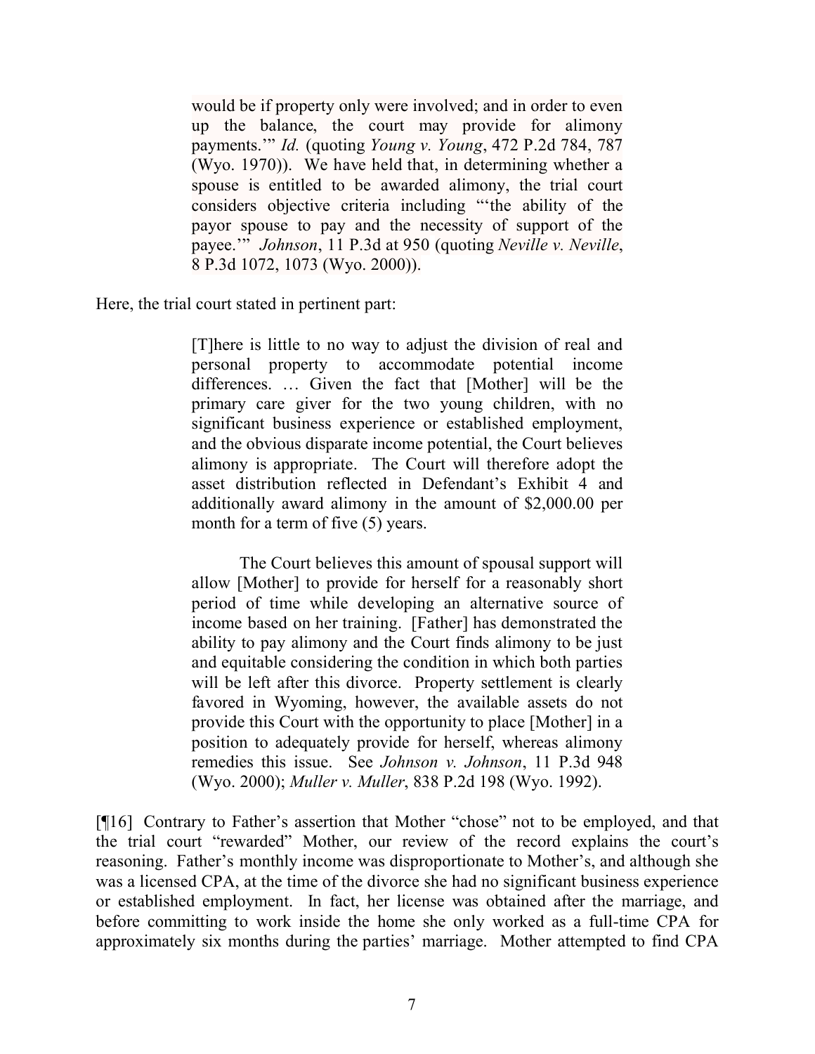> would be if property only were involved; and in order to even up the balance, the court may provide for alimony payments.'" *Id.* (quoting *Young v. Young*, 472 P.2d 784, 787 (Wyo. 1970)). We have held that, in determining whether a spouse is entitled to be awarded alimony, the trial court considers objective criteria including "'the ability of the payor spouse to pay and the necessity of support of the payee.'" *Johnson*, 11 P.3d at 950 (quoting *Neville v. Neville*, 8 P.3d 1072, 1073 (Wyo. 2000)).

Here, the trial court stated in pertinent part:

> [T]here is little to no way to adjust the division of real and personal property to accommodate potential income differences. … Given the fact that [Mother] will be the primary care giver for the two young children, with no significant business experience or established employment, and the obvious disparate income potential, the Court believes alimony is appropriate. The Court will therefore adopt the asset distribution reflected in Defendant's Exhibit 4 and additionally award alimony in the amount of $2,000.00 per month for a term of five (5) years.
>
> The Court believes this amount of spousal support will allow [Mother] to provide for herself for a reasonably short period of time while developing an alternative source of income based on her training. [Father] has demonstrated the ability to pay alimony and the Court finds alimony to be just and equitable considering the condition in which both parties will be left after this divorce. Property settlement is clearly favored in Wyoming, however, the available assets do not provide this Court with the opportunity to place [Mother] in a position to adequately provide for herself, whereas alimony remedies this issue. See *Johnson v. Johnson*, 11 P.3d 948 (Wyo. 2000); *Muller v. Muller*, 838 P.2d 198 (Wyo. 1992).

[¶16] Contrary to Father's assertion that Mother "chose" not to be employed, and that the trial court "rewarded" Mother, our review of the record explains the court's reasoning. Father's monthly income was disproportionate to Mother's, and although she was a licensed CPA, at the time of the divorce she had no significant business experience or established employment. In fact, her license was obtained after the marriage, and before committing to work inside the home she only worked as a full-time CPA for approximately six months during the parties' marriage. Mother attempted to find CPA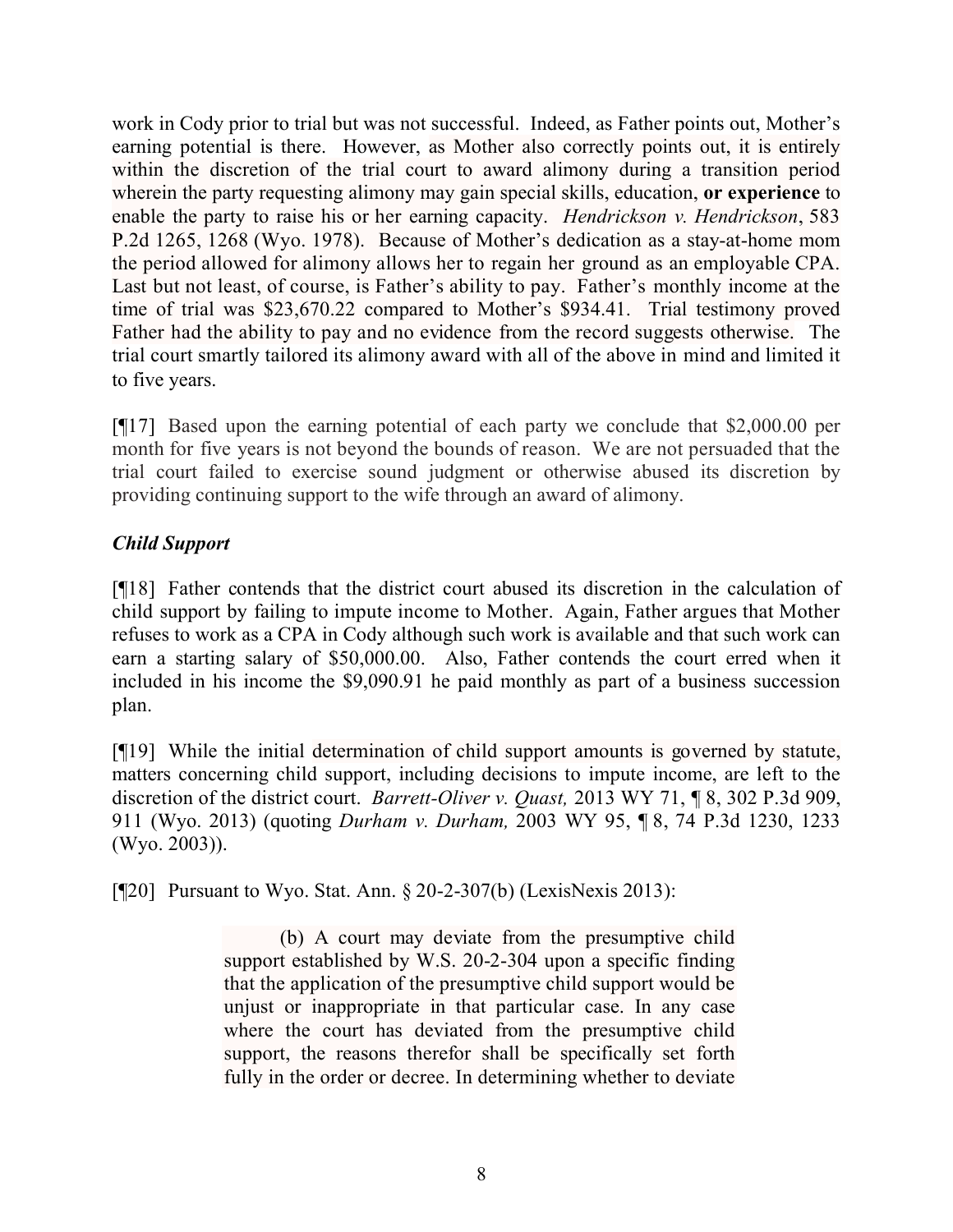work in Cody prior to trial but was not successful. Indeed, as Father points out, Mother's earning potential is there. However, as Mother also correctly points out, it is entirely within the discretion of the trial court to award alimony during a transition period wherein the party requesting alimony may gain special skills, education, **or experience** to enable the party to raise his or her earning capacity. *Hendrickson v. Hendrickson*, 583 P.2d 1265, 1268 (Wyo. 1978). Because of Mother's dedication as a stay-at-home mom the period allowed for alimony allows her to regain her ground as an employable CPA. Last but not least, of course, is Father's ability to pay. Father's monthly income at the time of trial was $23,670.22 compared to Mother's $934.41. Trial testimony proved Father had the ability to pay and no evidence from the record suggests otherwise. The trial court smartly tailored its alimony award with all of the above in mind and limited it to five years.

[¶17] Based upon the earning potential of each party we conclude that $2,000.00 per month for five years is not beyond the bounds of reason. We are not persuaded that the trial court failed to exercise sound judgment or otherwise abused its discretion by providing continuing support to the wife through an award of alimony.

### *Child Support*

[¶18] Father contends that the district court abused its discretion in the calculation of child support by failing to impute income to Mother. Again, Father argues that Mother refuses to work as a CPA in Cody although such work is available and that such work can earn a starting salary of $50,000.00. Also, Father contends the court erred when it included in his income the $9,090.91 he paid monthly as part of a business succession plan.

[¶19] While the initial determination of child support amounts is governed by statute, matters concerning child support, including decisions to impute income, are left to the discretion of the district court. *Barrett-Oliver v. Quast,* 2013 WY 71, ¶ 8, 302 P.3d 909, 911 (Wyo. 2013) (quoting *Durham v. Durham,* 2003 WY 95, ¶ 8, 74 P.3d 1230, 1233 (Wyo. 2003)).

[¶20] Pursuant to Wyo. Stat. Ann. § 20-2-307(b) (LexisNexis 2013):

> (b) A court may deviate from the presumptive child support established by W.S. 20-2-304 upon a specific finding that the application of the presumptive child support would be unjust or inappropriate in that particular case. In any case where the court has deviated from the presumptive child support, the reasons therefor shall be specifically set forth fully in the order or decree. In determining whether to deviate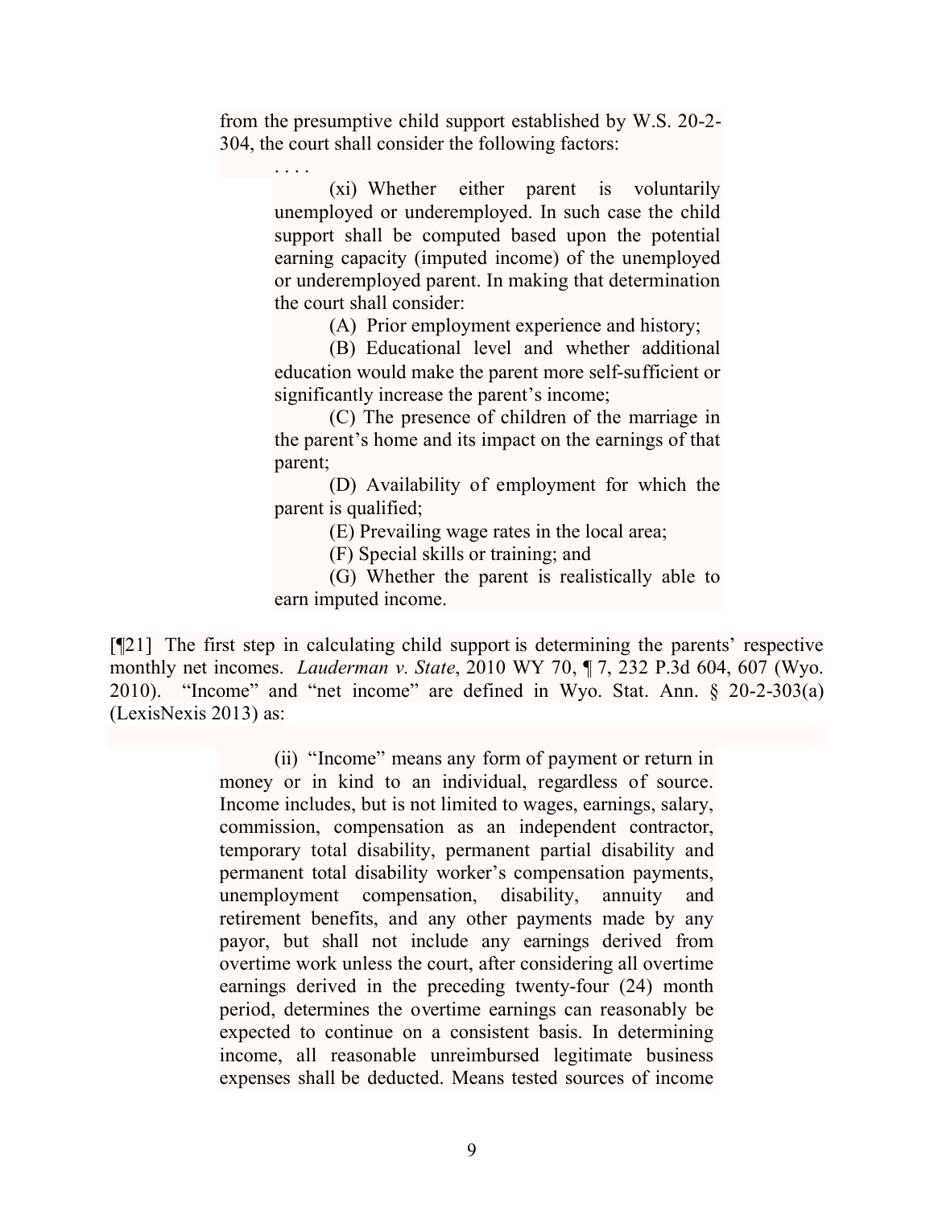from the presumptive child support established by W.S. 20-2-304, the court shall consider the following factors:

. . . .

(xi) Whether either parent is voluntarily unemployed or underemployed. In such case the child support shall be computed based upon the potential earning capacity (imputed income) of the unemployed or underemployed parent. In making that determination the court shall consider:

(A) Prior employment experience and history;

(B) Educational level and whether additional education would make the parent more self-sufficient or significantly increase the parent's income;

(C) The presence of children of the marriage in the parent's home and its impact on the earnings of that parent;

(D) Availability of employment for which the parent is qualified;

(E) Prevailing wage rates in the local area;

(F) Special skills or training; and

(G) Whether the parent is realistically able to earn imputed income.

[¶21] The first step in calculating child support is determining the parents' respective monthly net incomes. *Lauderman v. State*, 2010 WY 70, ¶ 7, 232 P.3d 604, 607 (Wyo. 2010). "Income" and "net income" are defined in Wyo. Stat. Ann. § 20-2-303(a) (LexisNexis 2013) as:

(ii) "Income" means any form of payment or return in money or in kind to an individual, regardless of source. Income includes, but is not limited to wages, earnings, salary, commission, compensation as an independent contractor, temporary total disability, permanent partial disability and permanent total disability worker's compensation payments, unemployment compensation, disability, annuity and retirement benefits, and any other payments made by any payor, but shall not include any earnings derived from overtime work unless the court, after considering all overtime earnings derived in the preceding twenty-four (24) month period, determines the overtime earnings can reasonably be expected to continue on a consistent basis. In determining income, all reasonable unreimbursed legitimate business expenses shall be deducted. Means tested sources of income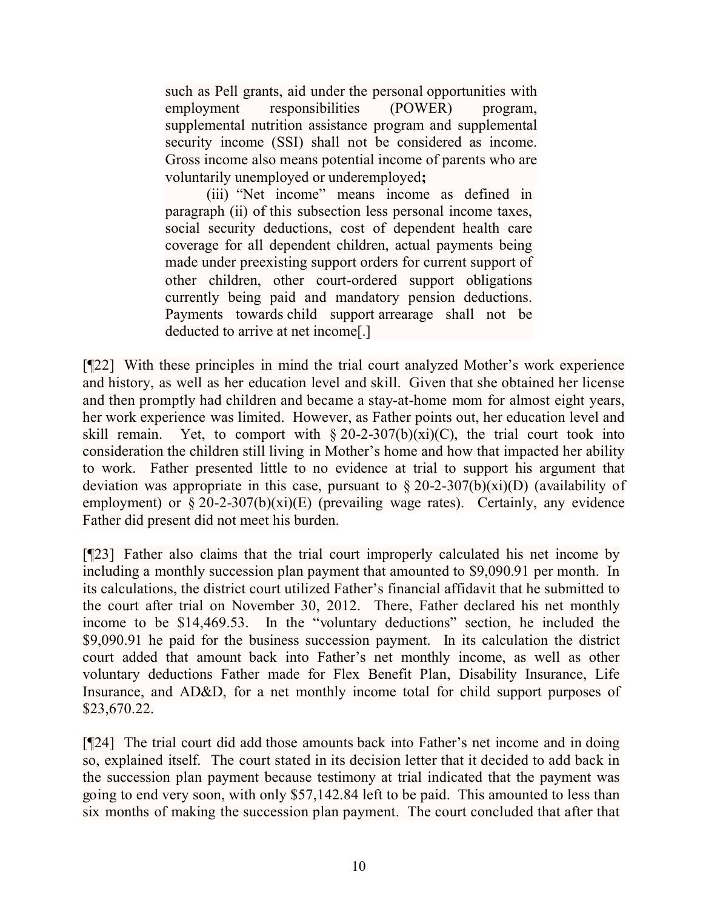> such as Pell grants, aid under the personal opportunities with employment responsibilities (POWER) program, supplemental nutrition assistance program and supplemental security income (SSI) shall not be considered as income. Gross income also means potential income of parents who are voluntarily unemployed or underemployed**;**
>
> (iii) "Net income" means income as defined in paragraph (ii) of this subsection less personal income taxes, social security deductions, cost of dependent health care coverage for all dependent children, actual payments being made under preexisting support orders for current support of other children, other court-ordered support obligations currently being paid and mandatory pension deductions. Payments towards child support arrearage shall not be deducted to arrive at net income[.]

[¶22] With these principles in mind the trial court analyzed Mother's work experience and history, as well as her education level and skill. Given that she obtained her license and then promptly had children and became a stay-at-home mom for almost eight years, her work experience was limited. However, as Father points out, her education level and skill remain. Yet, to comport with § 20-2-307(b)(xi)(C), the trial court took into consideration the children still living in Mother's home and how that impacted her ability to work. Father presented little to no evidence at trial to support his argument that deviation was appropriate in this case, pursuant to § 20-2-307(b)(xi)(D) (availability of employment) or § 20-2-307(b)(xi)(E) (prevailing wage rates). Certainly, any evidence Father did present did not meet his burden.

[¶23] Father also claims that the trial court improperly calculated his net income by including a monthly succession plan payment that amounted to $9,090.91 per month. In its calculations, the district court utilized Father's financial affidavit that he submitted to the court after trial on November 30, 2012. There, Father declared his net monthly income to be $14,469.53. In the "voluntary deductions" section, he included the $9,090.91 he paid for the business succession payment. In its calculation the district court added that amount back into Father's net monthly income, as well as other voluntary deductions Father made for Flex Benefit Plan, Disability Insurance, Life Insurance, and AD&D, for a net monthly income total for child support purposes of $23,670.22.

[¶24] The trial court did add those amounts back into Father's net income and in doing so, explained itself. The court stated in its decision letter that it decided to add back in the succession plan payment because testimony at trial indicated that the payment was going to end very soon, with only $57,142.84 left to be paid. This amounted to less than six months of making the succession plan payment. The court concluded that after that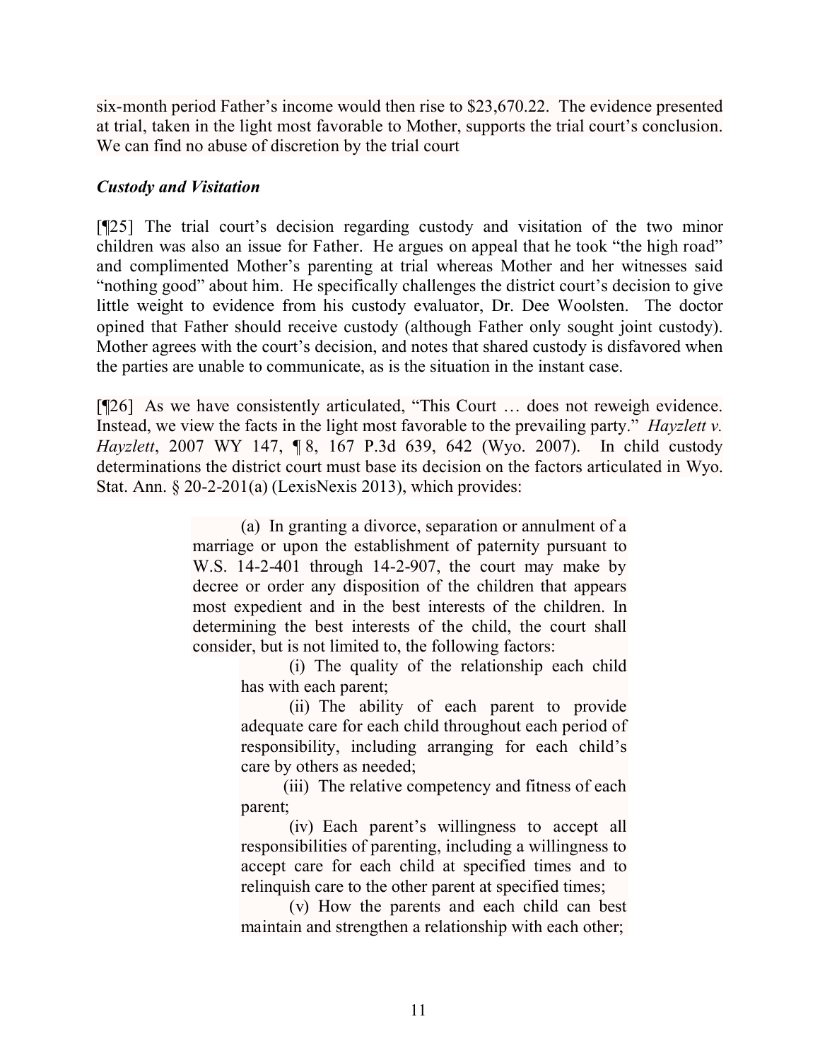six-month period Father's income would then rise to $23,670.22. The evidence presented at trial, taken in the light most favorable to Mother, supports the trial court's conclusion. We can find no abuse of discretion by the trial court

### *Custody and Visitation*

[¶25] The trial court's decision regarding custody and visitation of the two minor children was also an issue for Father. He argues on appeal that he took "the high road" and complimented Mother's parenting at trial whereas Mother and her witnesses said "nothing good" about him. He specifically challenges the district court's decision to give little weight to evidence from his custody evaluator, Dr. Dee Woolsten. The doctor opined that Father should receive custody (although Father only sought joint custody). Mother agrees with the court's decision, and notes that shared custody is disfavored when the parties are unable to communicate, as is the situation in the instant case.

[¶26] As we have consistently articulated, "This Court … does not reweigh evidence. Instead, we view the facts in the light most favorable to the prevailing party." *Hayzlett v. Hayzlett*, 2007 WY 147, ¶ 8, 167 P.3d 639, 642 (Wyo. 2007). In child custody determinations the district court must base its decision on the factors articulated in Wyo. Stat. Ann. § 20-2-201(a) (LexisNexis 2013), which provides:

> (a) In granting a divorce, separation or annulment of a marriage or upon the establishment of paternity pursuant to W.S. 14-2-401 through 14-2-907, the court may make by decree or order any disposition of the children that appears most expedient and in the best interests of the children. In determining the best interests of the child, the court shall consider, but is not limited to, the following factors:
>
> > (i) The quality of the relationship each child has with each parent;
> >
> > (ii) The ability of each parent to provide adequate care for each child throughout each period of responsibility, including arranging for each child's care by others as needed;
> >
> > (iii) The relative competency and fitness of each parent;
> >
> > (iv) Each parent's willingness to accept all responsibilities of parenting, including a willingness to accept care for each child at specified times and to relinquish care to the other parent at specified times;
> >
> > (v) How the parents and each child can best maintain and strengthen a relationship with each other;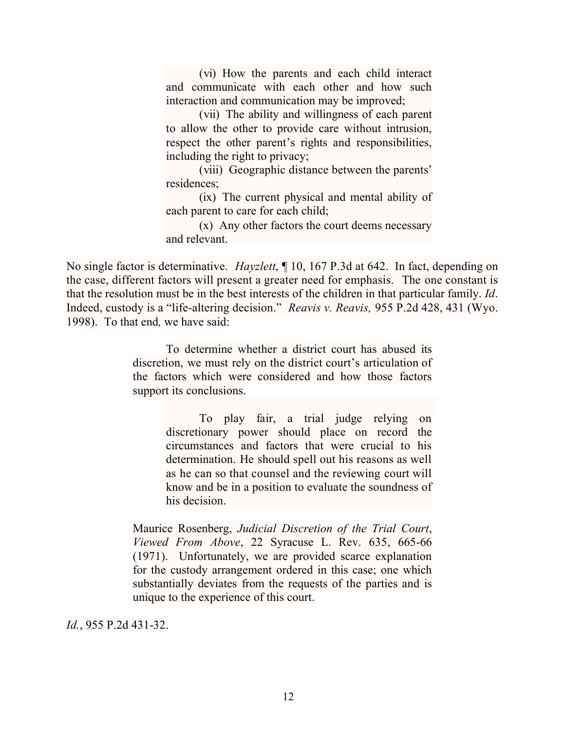> (vi) How the parents and each child interact and communicate with each other and how such interaction and communication may be improved;
>
> (vii) The ability and willingness of each parent to allow the other to provide care without intrusion, respect the other parent's rights and responsibilities, including the right to privacy;
>
> (viii) Geographic distance between the parents' residences;
>
> (ix) The current physical and mental ability of each parent to care for each child;
>
> (x) Any other factors the court deems necessary and relevant.

No single factor is determinative. *Hayzlett*, ¶ 10, 167 P.3d at 642. In fact, depending on the case, different factors will present a greater need for emphasis. The one constant is that the resolution must be in the best interests of the children in that particular family. *Id*. Indeed, custody is a "life-altering decision." *Reavis v. Reavis,* 955 P.2d 428, 431 (Wyo. 1998). To that end*,* we have said:

> To determine whether a district court has abused its discretion, we must rely on the district court's articulation of the factors which were considered and how those factors support its conclusions.
>
> > To play fair, a trial judge relying on discretionary power should place on record the circumstances and factors that were crucial to his determination. He should spell out his reasons as well as he can so that counsel and the reviewing court will know and be in a position to evaluate the soundness of his decision.
>
> Maurice Rosenberg, *Judicial Discretion of the Trial Court*, *Viewed From Above*, 22 Syracuse L. Rev. 635, 665-66 (1971). Unfortunately, we are provided scarce explanation for the custody arrangement ordered in this case; one which substantially deviates from the requests of the parties and is unique to the experience of this court.

*Id.*, 955 P.2d 431-32.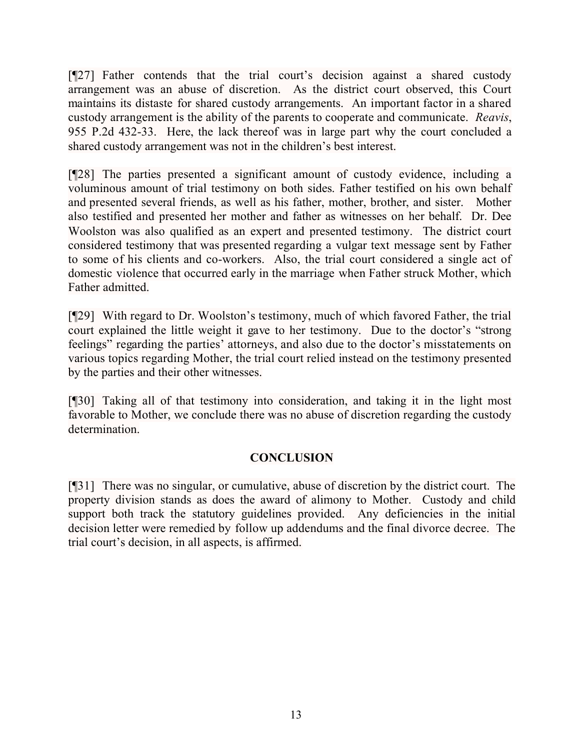[¶27] Father contends that the trial court's decision against a shared custody arrangement was an abuse of discretion. As the district court observed, this Court maintains its distaste for shared custody arrangements. An important factor in a shared custody arrangement is the ability of the parents to cooperate and communicate. *Reavis*, 955 P.2d 432-33. Here, the lack thereof was in large part why the court concluded a shared custody arrangement was not in the children's best interest.

[¶28] The parties presented a significant amount of custody evidence, including a voluminous amount of trial testimony on both sides. Father testified on his own behalf and presented several friends, as well as his father, mother, brother, and sister. Mother also testified and presented her mother and father as witnesses on her behalf. Dr. Dee Woolston was also qualified as an expert and presented testimony. The district court considered testimony that was presented regarding a vulgar text message sent by Father to some of his clients and co-workers. Also, the trial court considered a single act of domestic violence that occurred early in the marriage when Father struck Mother, which Father admitted.

[¶29] With regard to Dr. Woolston's testimony, much of which favored Father, the trial court explained the little weight it gave to her testimony. Due to the doctor's "strong feelings" regarding the parties' attorneys, and also due to the doctor's misstatements on various topics regarding Mother, the trial court relied instead on the testimony presented by the parties and their other witnesses.

[¶30] Taking all of that testimony into consideration, and taking it in the light most favorable to Mother, we conclude there was no abuse of discretion regarding the custody determination.

## CONCLUSION

[¶31] There was no singular, or cumulative, abuse of discretion by the district court. The property division stands as does the award of alimony to Mother. Custody and child support both track the statutory guidelines provided. Any deficiencies in the initial decision letter were remedied by follow up addendums and the final divorce decree. The trial court's decision, in all aspects, is affirmed.